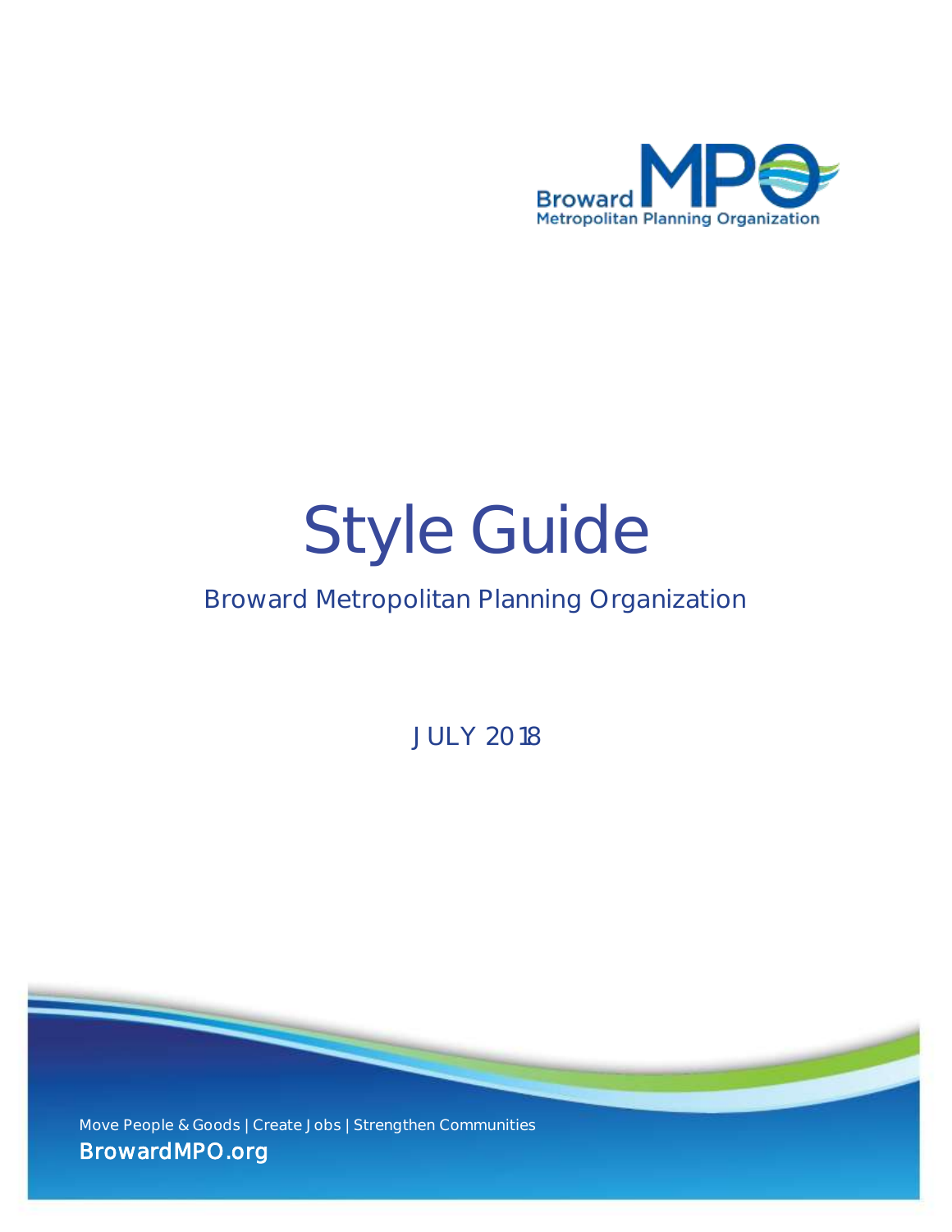Broward MPO
Metropolitan Planning Organization

# Style Guide

## Broward Metropolitan Planning Organization

JULY 2018

Move People & Goods | Create Jobs | Strengthen Communities

BrowardMPO.org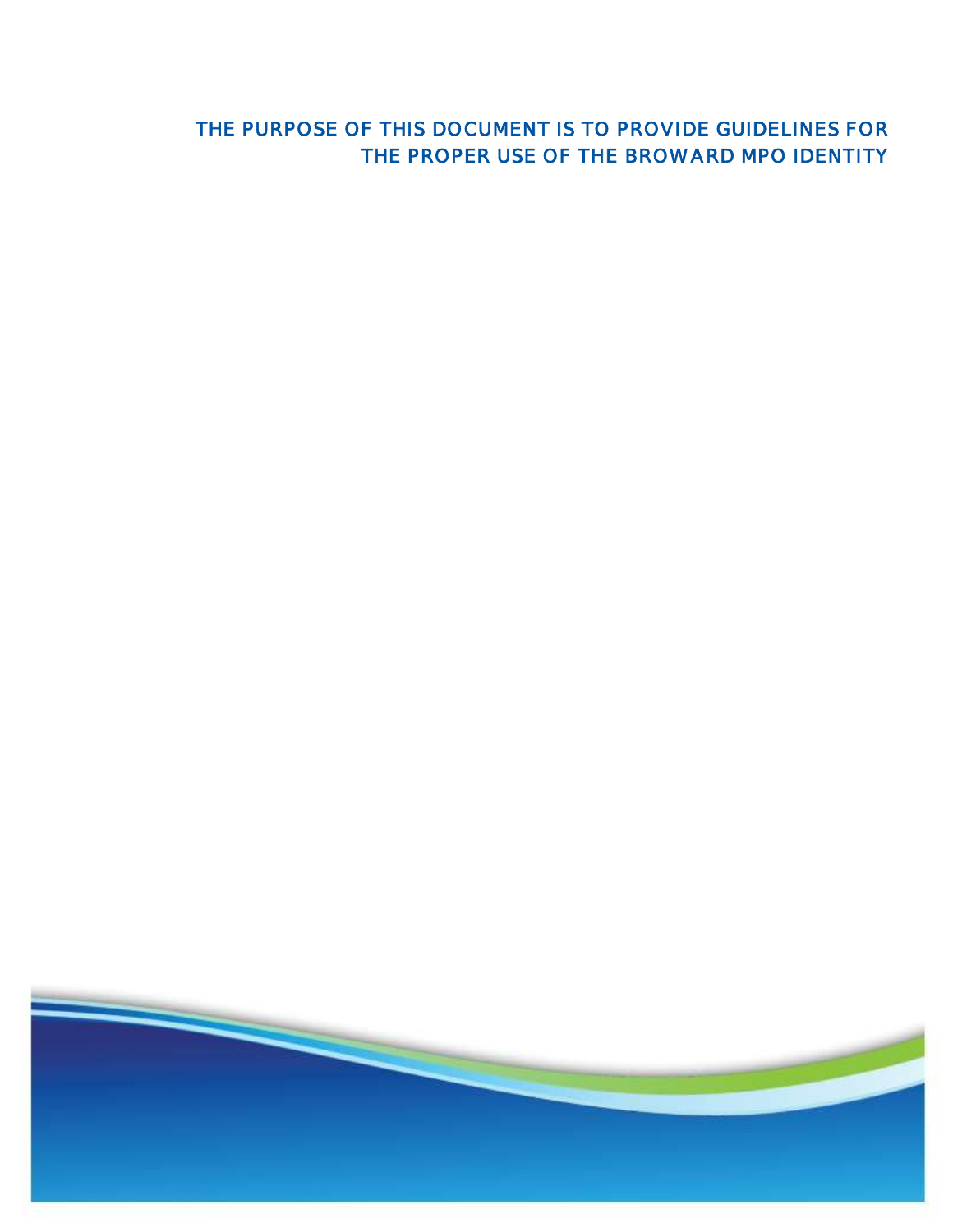THE PURPOSE OF THIS DOCUMENT IS TO PROVIDE GUIDELINES FOR THE PROPER USE OF THE BROWARD MPO IDENTITY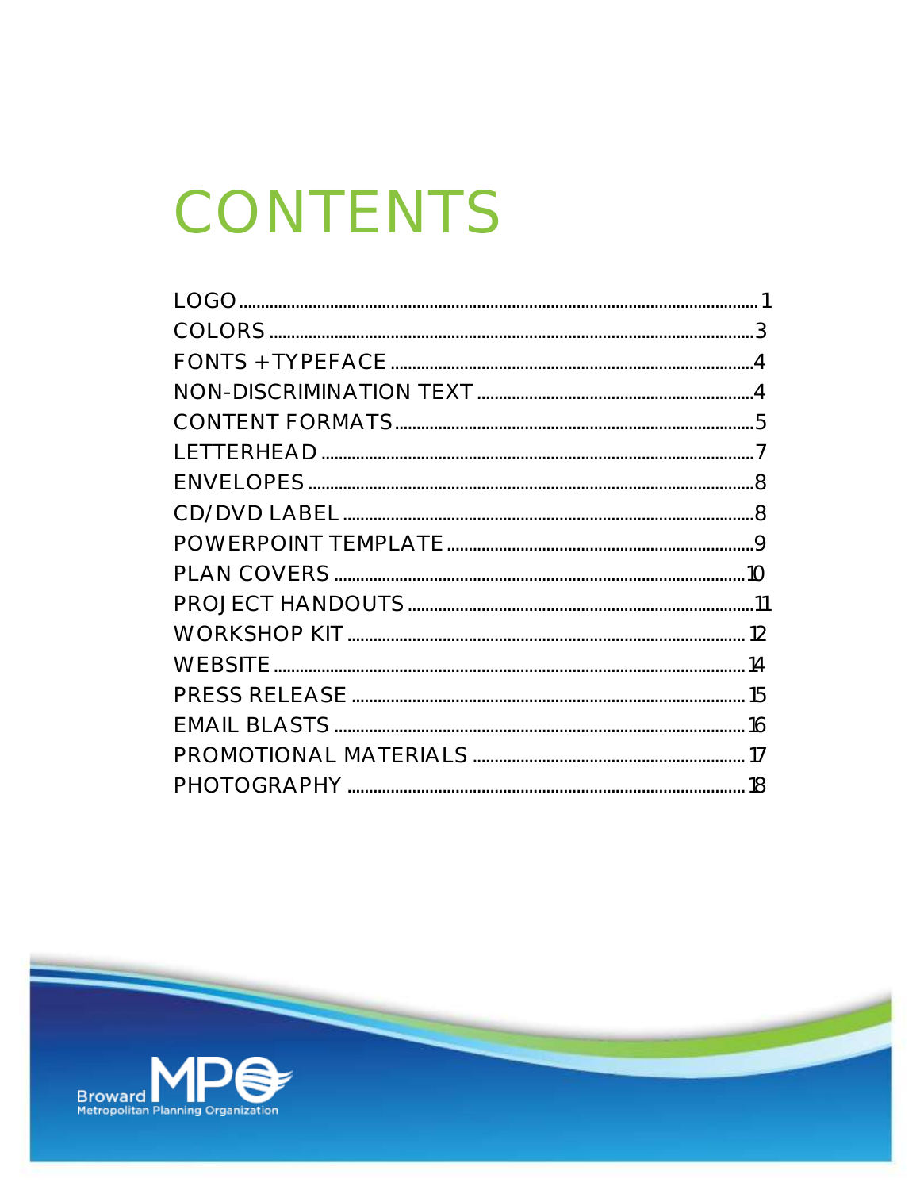# CONTENTS

LOGO ........................................................................................................ 1
COLORS ..................................................................................................... 3
FONTS + TYPEFACE ................................................................................. 4
NON-DISCRIMINATION TEXT ................................................................. 4
CONTENT FORMATS ................................................................................ 5
LETTERHEAD ............................................................................................ 7
ENVELOPES .............................................................................................. 8
CD/DVD LABEL ......................................................................................... 8
POWERPOINT TEMPLATE ....................................................................... 9
PLAN COVERS ......................................................................................... 10
PROJECT HANDOUTS ............................................................................ 11
WORKSHOP KIT ...................................................................................... 12
WEBSITE ................................................................................................. 14
PRESS RELEASE ..................................................................................... 15
EMAIL BLASTS ........................................................................................ 16
PROMOTIONAL MATERIALS .................................................................. 17
PHOTOGRAPHY ...................................................................................... 18

Broward MPO
Metropolitan Planning Organization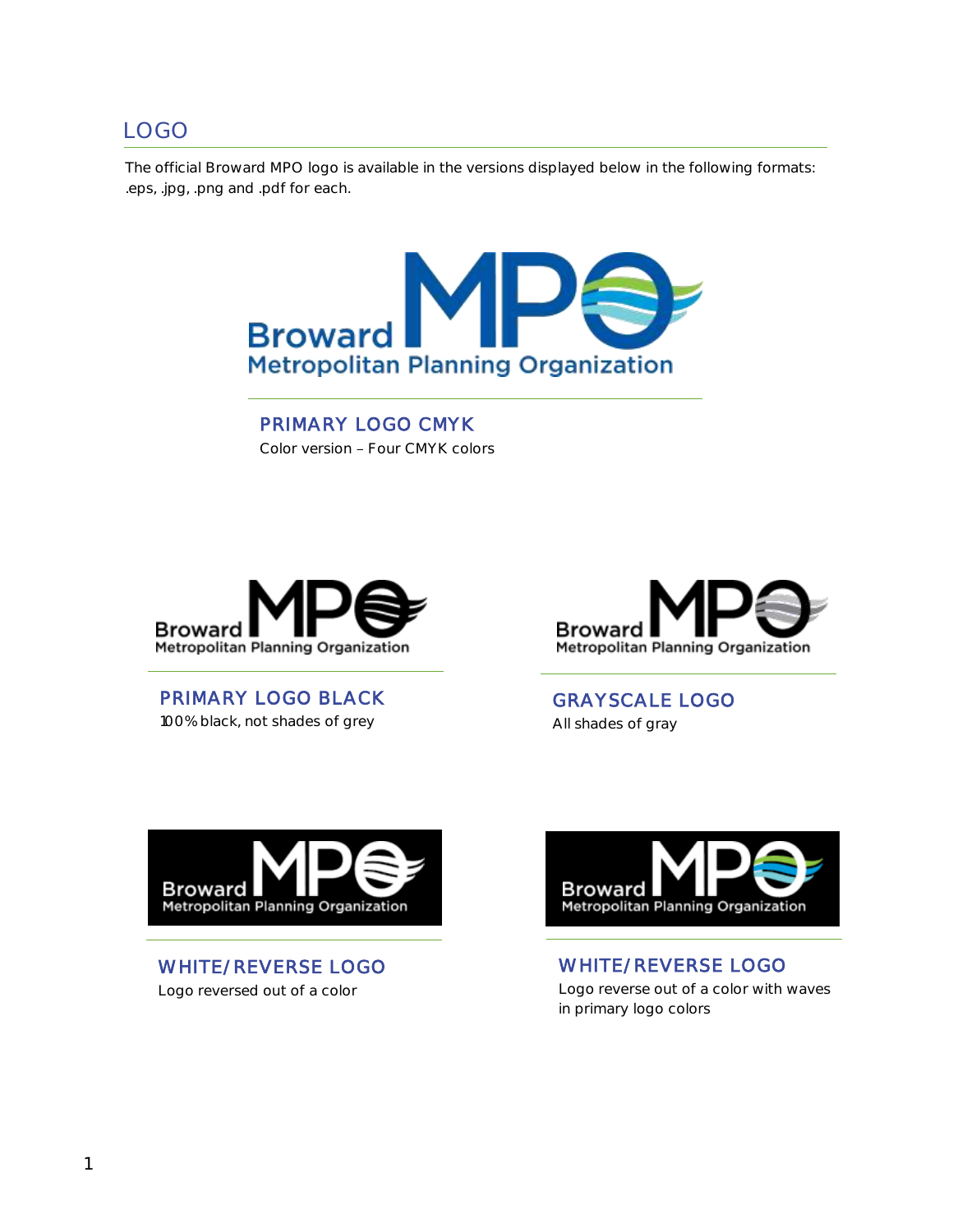## LOGO

The official Broward MPO logo is available in the versions displayed below in the following formats: .eps, .jpg, .png and .pdf for each.

### PRIMARY LOGO CMYK

Color version – Four CMYK colors

### PRIMARY LOGO BLACK

100% black, not shades of grey

### GRAYSCALE LOGO

All shades of gray

### WHITE/REVERSE LOGO

Logo reversed out of a color

### WHITE/REVERSE LOGO

Logo reverse out of a color with waves in primary logo colors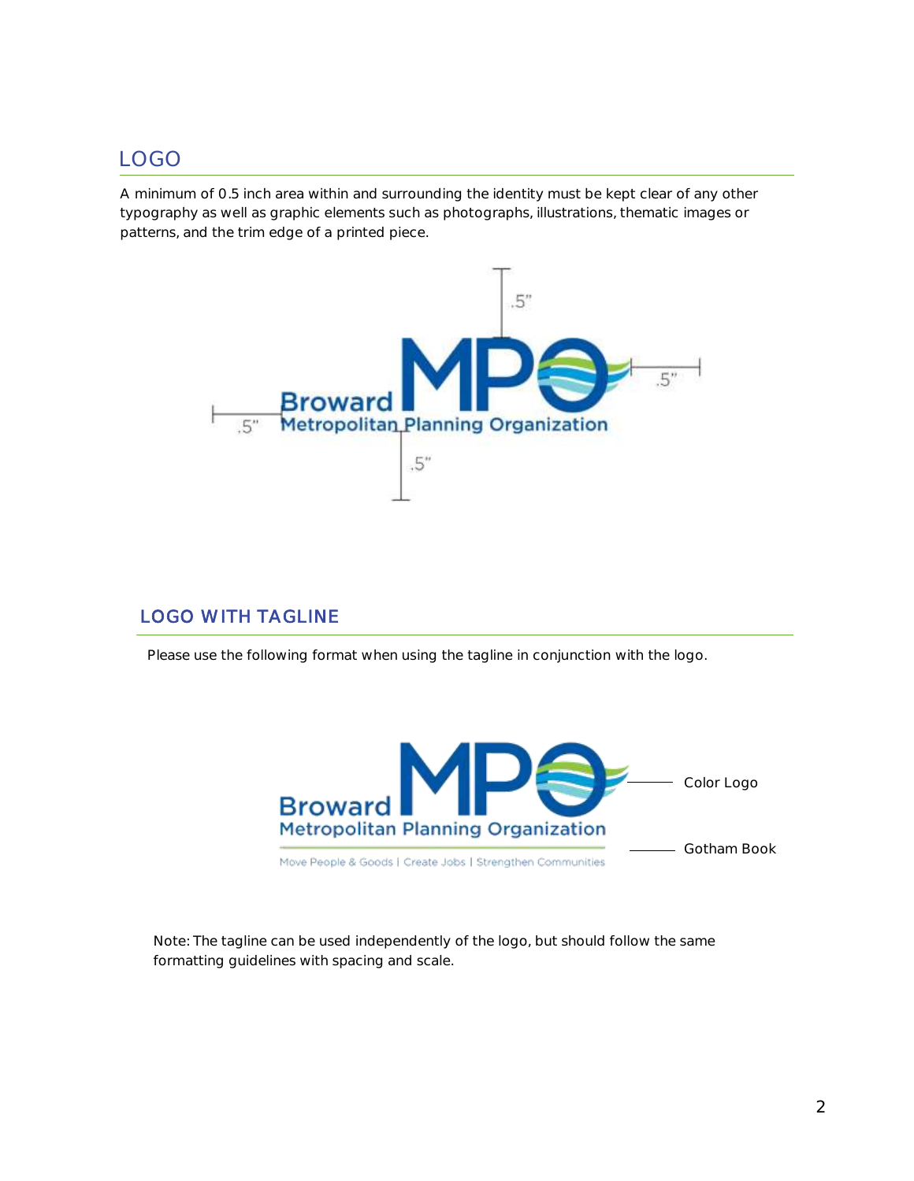## LOGO

A minimum of 0.5 inch area within and surrounding the identity must be kept clear of any other typography as well as graphic elements such as photographs, illustrations, thematic images or patterns, and the trim edge of a printed piece.

## LOGO WITH TAGLINE

Please use the following format when using the tagline in conjunction with the logo.

Note: The tagline can be used independently of the logo, but should follow the same formatting guidelines with spacing and scale.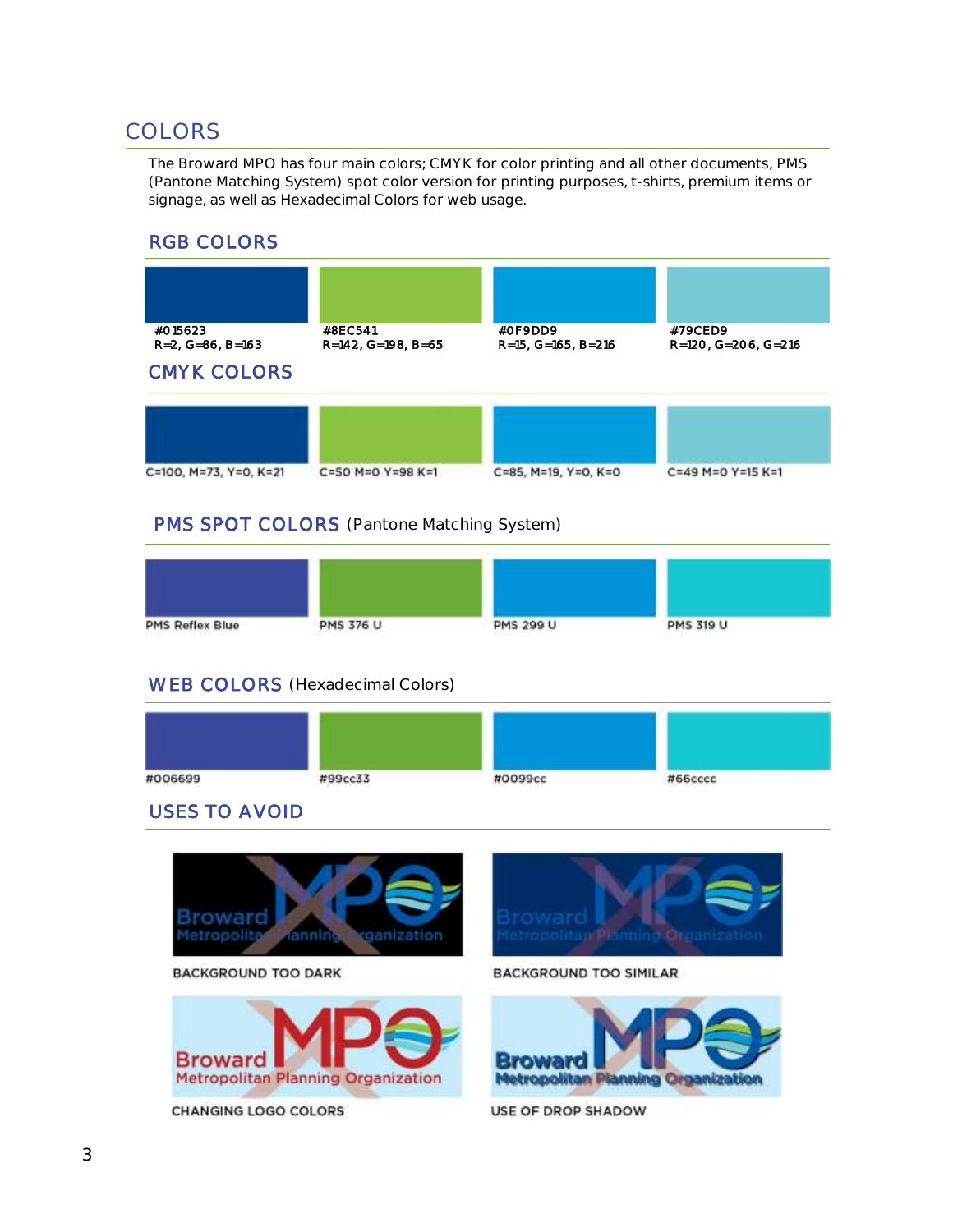## COLORS

The Broward MPO has four main colors; CMYK for color printing and all other documents, PMS (Pantone Matching System) spot color version for printing purposes, t-shirts, premium items or signage, as well as Hexadecimal Colors for web usage.

### RGB COLORS

| | | | |
|---|---|---|---|
| #015623<br>R=2, G=86, B=163 | #8EC541<br>R=142, G=198, B=65 | #0F9DD9<br>R=15, G=165, B=216 | #79CED9<br>R=120, G=206, G=216 |

### CMYK COLORS

| | | | |
|---|---|---|---|
| C=100, M=73, Y=0, K=21 | C=50 M=0 Y=98 K=1 | C=85, M=19, Y=0, K=0 | C=49 M=0 Y=15 K=1 |

### PMS SPOT COLORS (Pantone Matching System)

| | | | |
|---|---|---|---|
| PMS Reflex Blue | PMS 376 U | PMS 299 U | PMS 319 U |

### WEB COLORS (Hexadecimal Colors)

| | | | |
|---|---|---|---|
| #006699 | #99cc33 | #0099cc | #66cccc |

### USES TO AVOID

BACKGROUND TOO DARK

BACKGROUND TOO SIMILAR

CHANGING LOGO COLORS

USE OF DROP SHADOW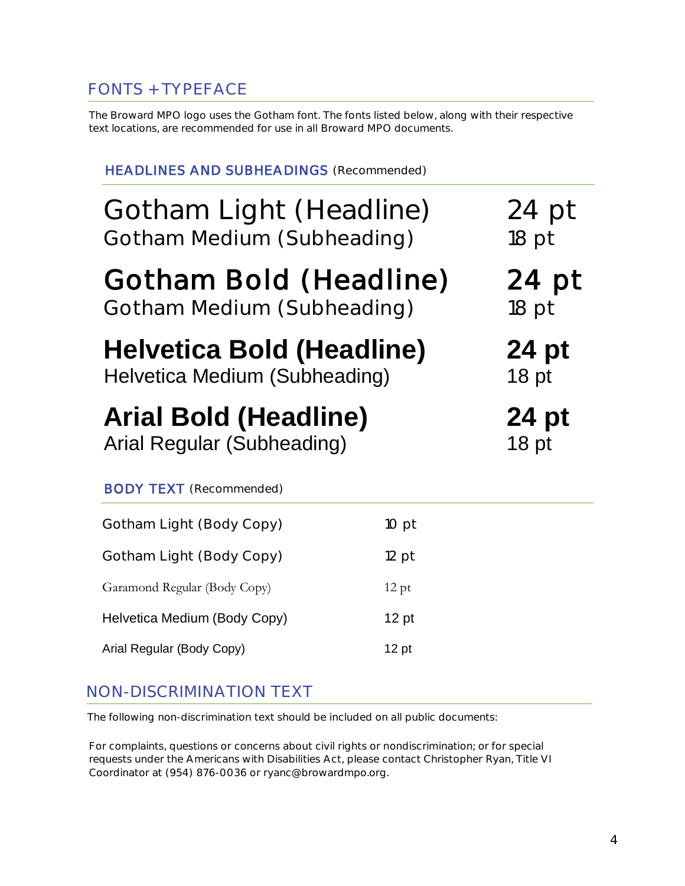## FONTS + TYPEFACE

The Broward MPO logo uses the Gotham font. The fonts listed below, along with their respective text locations, are recommended for use in all Broward MPO documents.

### HEADLINES AND SUBHEADINGS (Recommended)

| Font | Size |
|---|---|
| Gotham Light (Headline) | 24 pt |
| Gotham Medium (Subheading) | 18 pt |
| **Gotham Bold (Headline)** | **24 pt** |
| Gotham Medium (Subheading) | 18 pt |
| **Helvetica Bold (Headline)** | **24 pt** |
| Helvetica Medium (Subheading) | 18 pt |
| **Arial Bold (Headline)** | **24 pt** |
| Arial Regular (Subheading) | 18 pt |

### BODY TEXT (Recommended)

| Font | Size |
|---|---|
| Gotham Light (Body Copy) | 10 pt |
| Gotham Light (Body Copy) | 12 pt |
| Garamond Regular (Body Copy) | 12 pt |
| Helvetica Medium (Body Copy) | 12 pt |
| Arial Regular (Body Copy) | 12 pt |

## NON-DISCRIMINATION TEXT

The following non-discrimination text should be included on all public documents:

For complaints, questions or concerns about civil rights or nondiscrimination; or for special requests under the Americans with Disabilities Act, please contact Christopher Ryan, Title VI Coordinator at (954) 876-0036 or ryanc@browardmpo.org.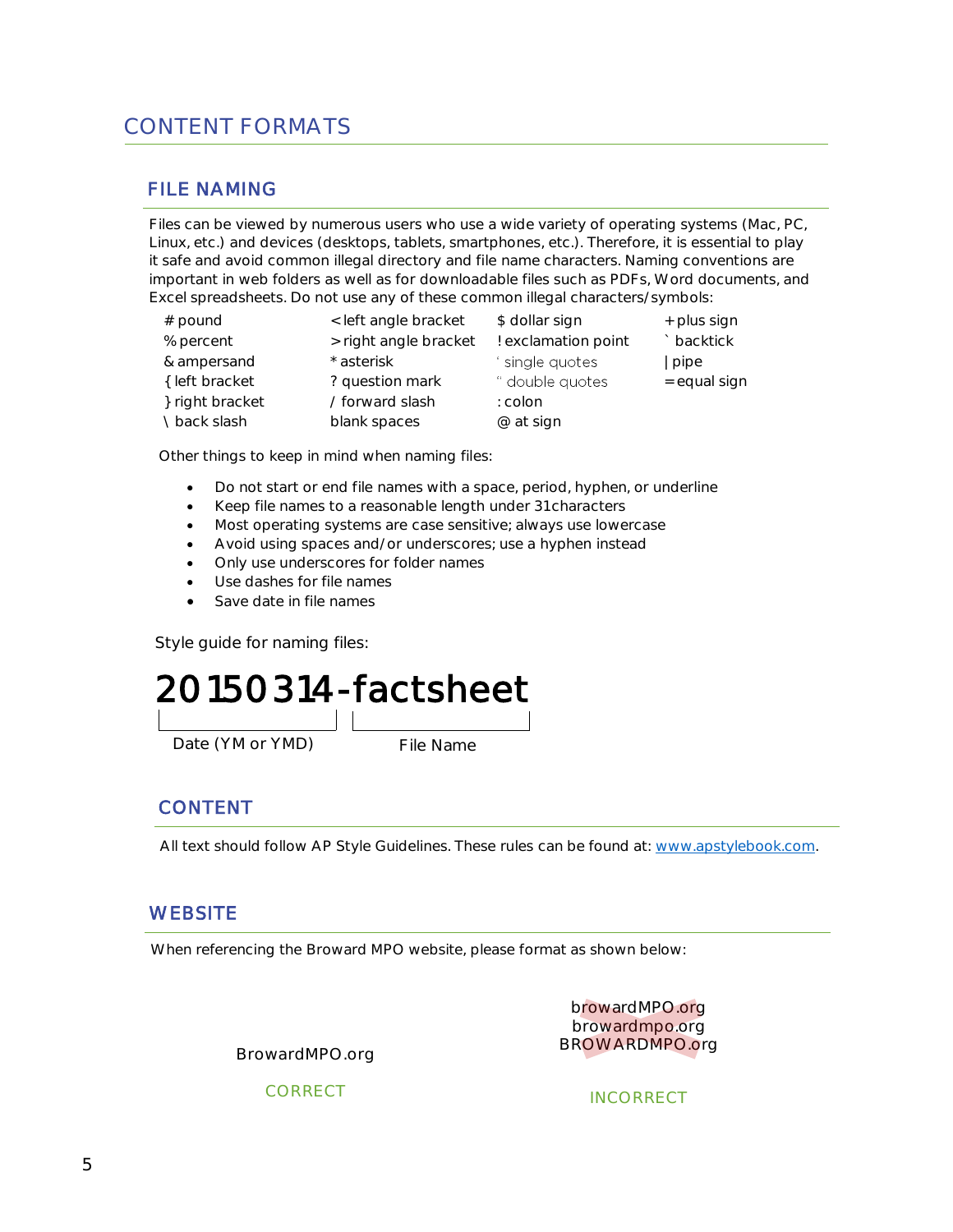# CONTENT FORMATS

## FILE NAMING

Files can be viewed by numerous users who use a wide variety of operating systems (Mac, PC, Linux, etc.) and devices (desktops, tablets, smartphones, etc.). Therefore, it is essential to play it safe and avoid common illegal directory and file name characters. Naming conventions are important in web folders as well as for downloadable files such as PDFs, Word documents, and Excel spreadsheets. Do not use any of these common illegal characters/symbols:

| | | | |
|---|---|---|---|
| # pound | < left angle bracket | $ dollar sign | + plus sign |
| % percent | > right angle bracket | ! exclamation point | ` backtick |
| & ampersand | * asterisk | ' single quotes | \| pipe |
| { left bracket | ? question mark | " double quotes | = equal sign |
| } right bracket | / forward slash | : colon | |
| \ back slash | blank spaces | @ at sign | |

Other things to keep in mind when naming files:

- Do not start or end file names with a space, period, hyphen, or underline
- Keep file names to a reasonable length under 31characters
- Most operating systems are case sensitive; always use lowercase
- Avoid using spaces and/or underscores; use a hyphen instead
- Only use underscores for folder names
- Use dashes for file names
- Save date in file names

Style guide for naming files:

**20150314-factsheet**

Date (YM or YMD) — File Name

## CONTENT

All text should follow AP Style Guidelines. These rules can be found at: www.apstylebook.com.

## WEBSITE

When referencing the Broward MPO website, please format as shown below:

| CORRECT | INCORRECT |
|---|---|
| BrowardMPO.org | browardMPO.org<br>browardmpo.org<br>BROWARDMPO.org |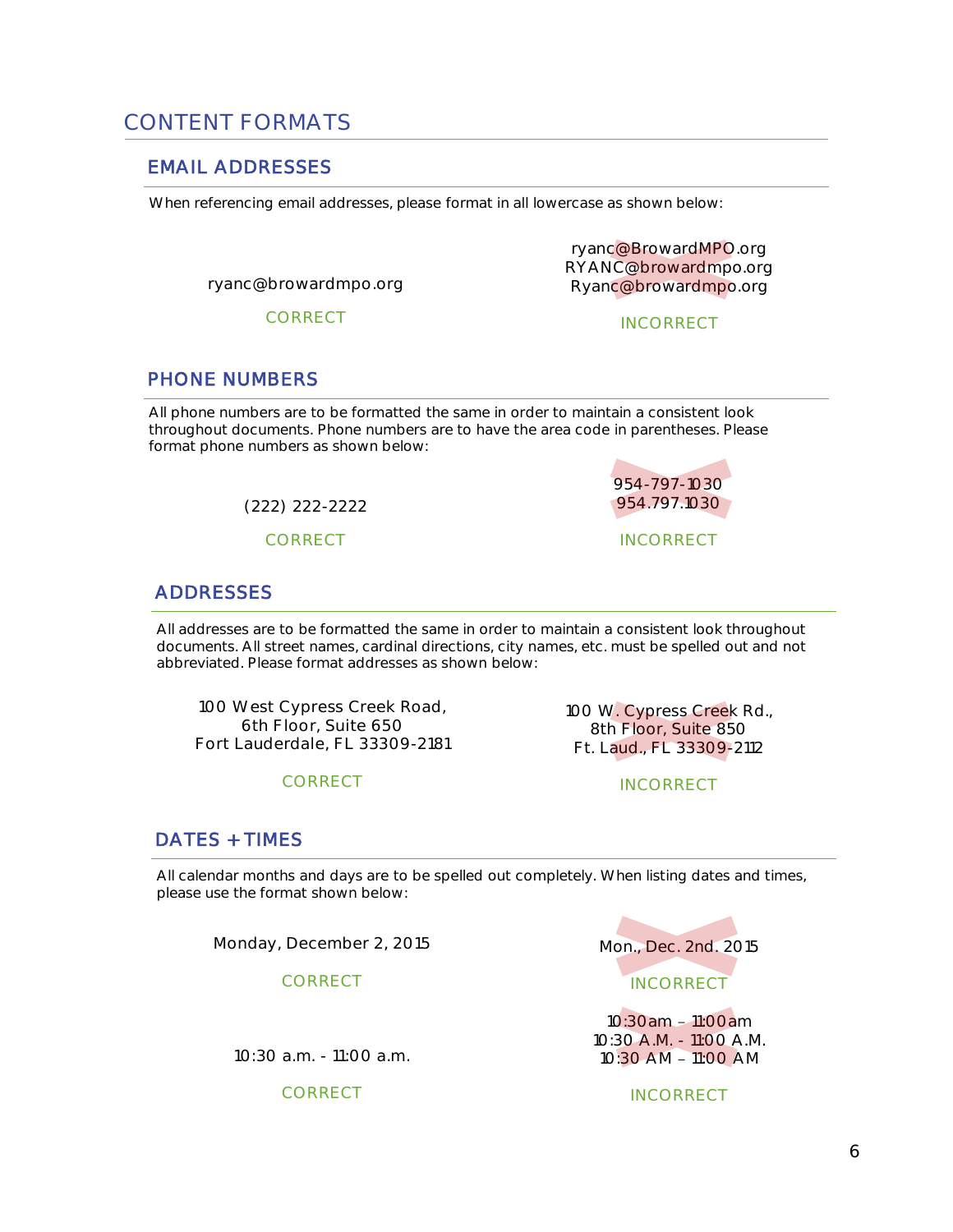# CONTENT FORMATS

## EMAIL ADDRESSES

When referencing email addresses, please format in all lowercase as shown below:

| CORRECT | INCORRECT |
| --- | --- |
| ryanc@browardmpo.org | ryanc@BrowardMPO.org<br>RYANC@browardmpo.org<br>Ryanc@browardmpo.org |

## PHONE NUMBERS

All phone numbers are to be formatted the same in order to maintain a consistent look throughout documents. Phone numbers are to have the area code in parentheses. Please format phone numbers as shown below:

| CORRECT | INCORRECT |
| --- | --- |
| (222) 222-2222 | 954-797-1030<br>954.797.1030 |

## ADDRESSES

All addresses are to be formatted the same in order to maintain a consistent look throughout documents. All street names, cardinal directions, city names, etc. must be spelled out and not abbreviated. Please format addresses as shown below:

| CORRECT | INCORRECT |
| --- | --- |
| 100 West Cypress Creek Road,<br>6th Floor, Suite 650<br>Fort Lauderdale, FL 33309-2181 | 100 W. Cypress Creek Rd.,<br>8th Floor, Suite 850<br>Ft. Laud., FL 33309-2112 |

## DATES + TIMES

All calendar months and days are to be spelled out completely. When listing dates and times, please use the format shown below:

| CORRECT | INCORRECT |
| --- | --- |
| Monday, December 2, 2015 | Mon., Dec. 2nd. 2015 |
| 10:30 a.m. - 11:00 a.m. | 10:30am – 11:00am<br>10:30 A.M. - 11:00 A.M.<br>10:30 AM – 11:00 AM |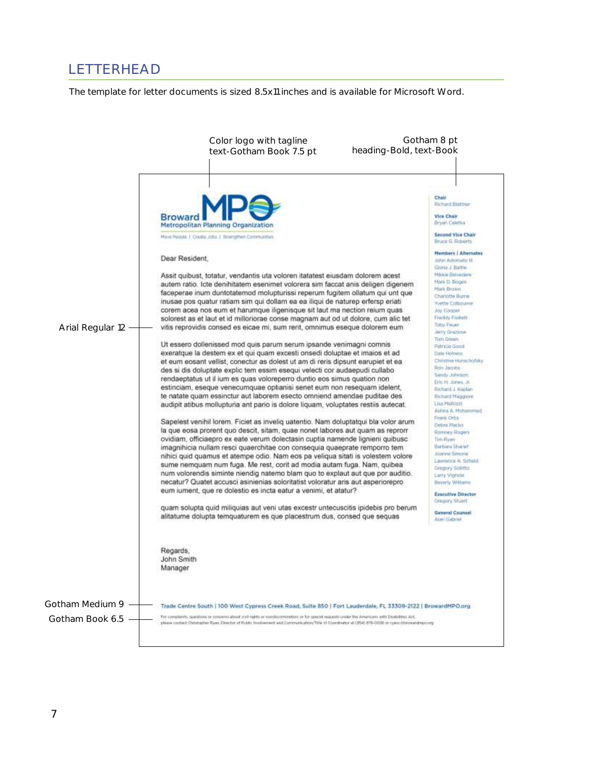# LETTERHEAD

The template for letter documents is sized 8.5x11 inches and is available for Microsoft Word.

Color logo with tagline
text-Gotham Book 7.5 pt

Gotham 8 pt
heading-Bold, text-Book

Broward MPO
Metropolitan Planning Organization

Move People | Create Jobs | Strengthen Communities

Dear Resident,

Assit quibust, totatur, vendantis uta voloren itatatest eiusdam dolorem acest autem ratio. Icte denihitatem esenimet volorera sim faccat anis deligen digenem faceperae inum duntotatemod molupturissi reperum fugitem ollatum qui unt que inusae pos quatur ratiam sim qui dollam ea ea iliqui de naturep erfersp eriati corem acea nos eum et harumque iligenisque sit laut ma nection reium quas solorest as et laut et id milloriorae conse magnam aut od ut dolore, cum alic tet vitis reprovidis consed es eicae mi, sum rerit, omnimus eseque dolorem eum

Ut essero dollenissed mod quis parum serum ipsande venimagni comnis exeratque la destem ex et qui quam excesti onsedi doluptae et imaios et ad et eum eosant vellist, conectur as dolest ut am di reris dipsunt earupiet et ea des si dis doluptate explic tem essim esequi velecti cor audaepudi cullabo rendaeptatus ut il ium es quas voloreperro duntio eos simus quation non estinciam, eseque venecumquae optianisi senet eum non resequam idelent, te natate quam essinctur aut laborem esecto omniend amendae puditae des audipit atibus mollupturia ant pario is dolore liquam, voluptates restiis autecat.

Sapelest venihil lorem. Ficiet as inveliq uatentio. Nam doluptatqui bla volor arum la que eosa prorent quo descit, sitam, quae nonet labores aut quam as reprorr ovidiam, officiaepro ex eate verum dolectasin cuptia namende lignieni quibusc imagnihicia nullam resci quaerchitae con consequia quaeprate remporro tem nihici quid quamus et atempe odio. Nam eos pa veliqua sitati is volestem volore sume nemquam num fuga. Me rest, corit ad modia autam fuga. Nam, quibea num volorendis siminte niendig natemo blam quo to explaut aut que por auditio. necatur? Quatet accusci asinienias soloritatist voloratur aris aut asperiorepro eum iument, que re dolestio es incta eatur a venimi, et atatur?

quam solupta quid miliquias aut veni utas excestr untecuscitis ipidebis pro berum alitatume dolupta temquaturem es que placestrum dus, consed que sequas

Regards,
John Smith
Manager

Arial Regular 12

**Chair**
Richard Blattner

**Vice Chair**
Bryan Caletka

**Second Vice Chair**
Bruce G. Roberts

**Members | Alternates**
John Adornato III
Gloria J. Battle
Mikkie Belvedere
Mark D. Bogen
Mark Brown
Charlotte Burrie
Yvette Colbourne
Joy Cooper
Freddy Fisikelli
Toby Feuer
Jerry Graziose
Tom Green
Patricia Good
Dale Holness
Christine Hunschofsky
Ron Jacobs
Sandy Johnson
Eric H. Jones, Jr.
Richard J. Kaplan
Richard Maggiore
Lisa Mallozzi
Ashira A. Mohammed
Frank Ortis
Debra Placko
Romney Rogers
Tim Ryan
Barbara Sharief
Joanne Simone
Lawrence A. Sofield
Gregory Solitto
Larry Vignola
Beverly Williams

**Executive Director**
Gregory Stuart

**General Counsel**
Alan Gabriel

Trade Centre South | 100 West Cypress Creek Road, Suite 850 | Fort Lauderdale, FL 33309-2122 | BrowardMPO.org

For complaints, questions or concerns about civil rights or nondiscrimination; or for special requests under the Americans with Disabilities Act, please contact Christopher Ryan, Director of Public Involvement and Communication/Title VI Coordinator at (954) 876-0036 or ryanc@browardmpo.org

Gotham Medium 9

Gotham Book 6.5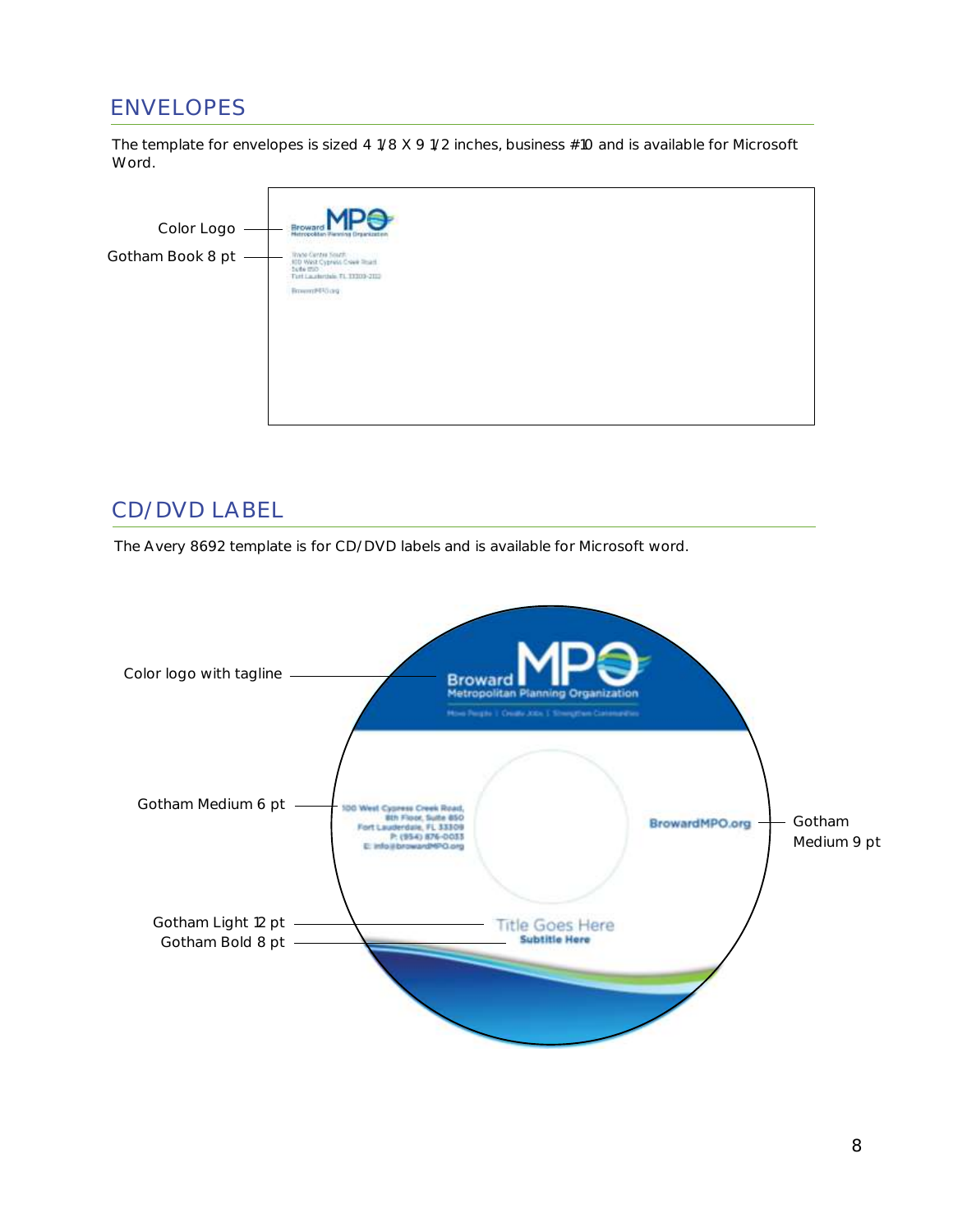## ENVELOPES

The template for envelopes is sized 4 1/8 X 9 1/2 inches, business #10 and is available for Microsoft Word.

Color Logo

Gotham Book 8 pt

## CD/DVD LABEL

The Avery 8692 template is for CD/DVD labels and is available for Microsoft word.

Color logo with tagline

Gotham Medium 6 pt

Gotham Medium 9 pt

Gotham Light 12 pt

Gotham Bold 8 pt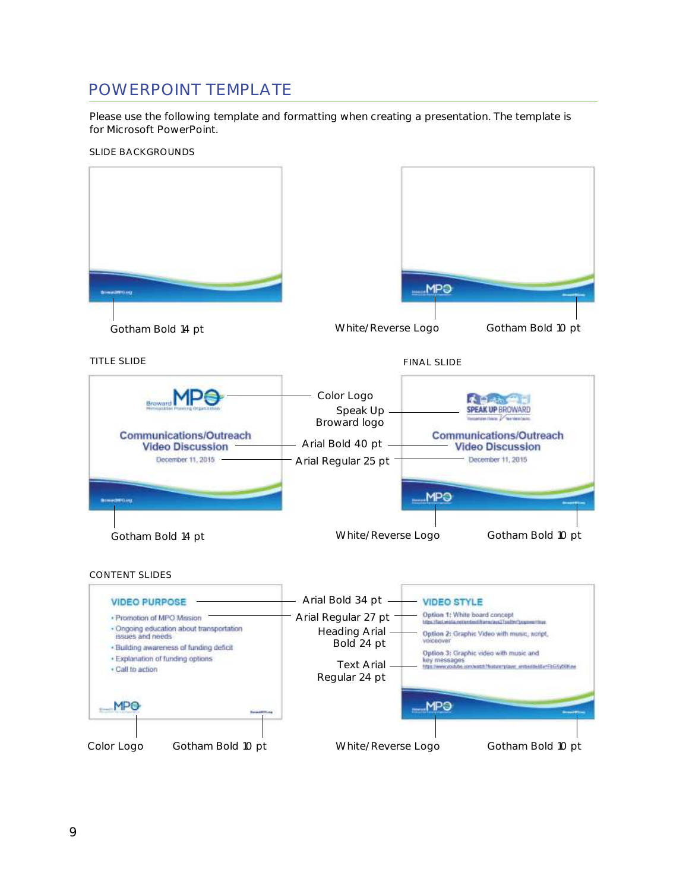# POWERPOINT TEMPLATE

Please use the following template and formatting when creating a presentation. The template is for Microsoft PowerPoint.

SLIDE BACKGROUNDS

Gotham Bold 14 pt

White/Reverse Logo

Gotham Bold 10 pt

TITLE SLIDE

FINAL SLIDE

Communications/Outreach Video Discussion

December 11, 2015

Color Logo

Speak Up Broward logo

Arial Bold 40 pt

Arial Regular 25 pt

Gotham Bold 14 pt

White/Reverse Logo

Gotham Bold 10 pt

CONTENT SLIDES

VIDEO PURPOSE

- Promotion of MPO Mission
- Ongoing education about transportation issues and needs
- Building awareness of funding deficit
- Explanation of funding options
- Call to action

VIDEO STYLE

Option 1: White board concept

Option 2: Graphic Video with music, script, voiceover

Option 3: Graphic video with music and key messages

Arial Bold 34 pt

Arial Regular 27 pt

Heading Arial Bold 24 pt

Text Arial Regular 24 pt

Color Logo

Gotham Bold 10 pt

White/Reverse Logo

Gotham Bold 10 pt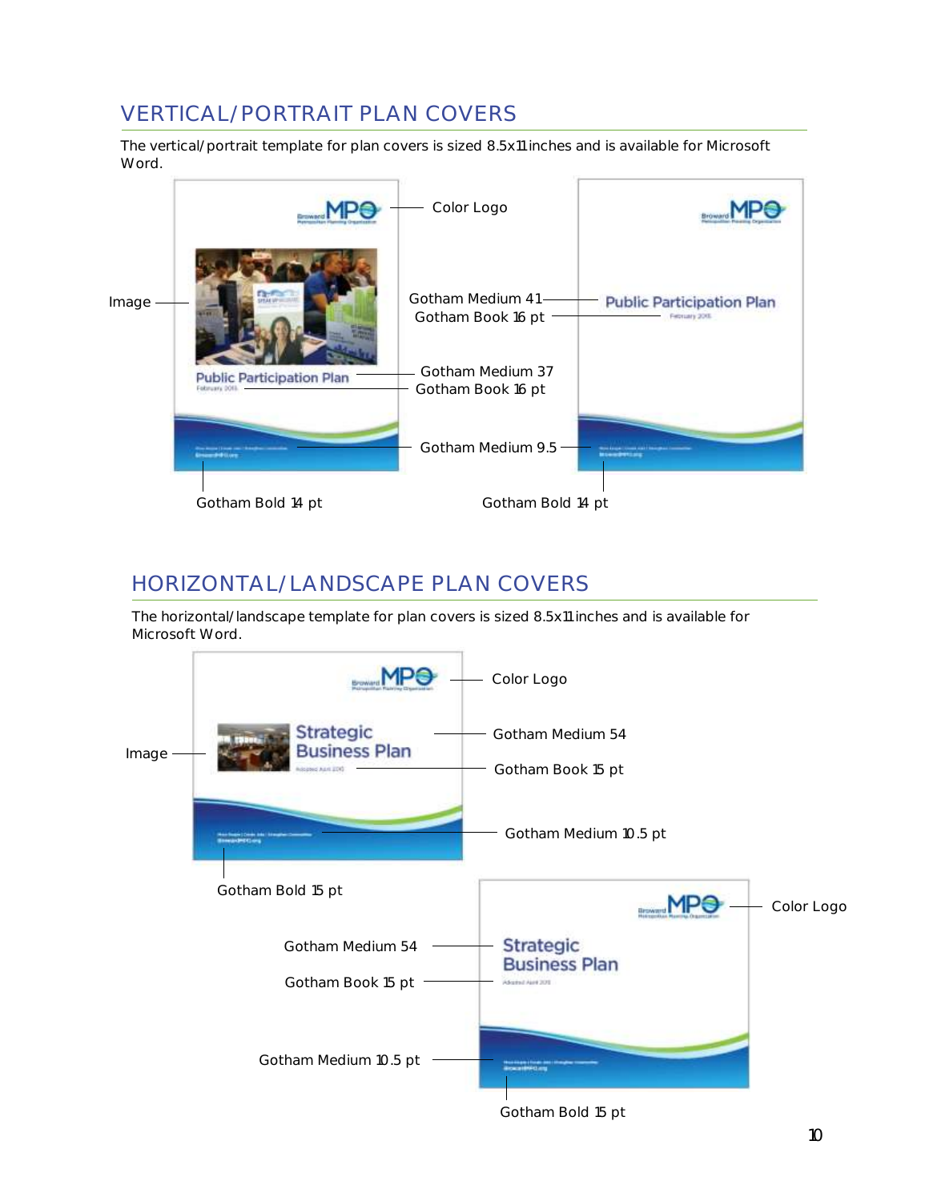## VERTICAL/PORTRAIT PLAN COVERS

The vertical/portrait template for plan covers is sized 8.5x11 inches and is available for Microsoft Word.

Color Logo

Image

Gotham Medium 41

Gotham Book 16 pt

Gotham Medium 37

Gotham Book 16 pt

Gotham Medium 9.5

Gotham Bold 14 pt

Gotham Bold 14 pt

## HORIZONTAL/LANDSCAPE PLAN COVERS

The horizontal/landscape template for plan covers is sized 8.5x11 inches and is available for Microsoft Word.

Color Logo

Image

Gotham Medium 54

Gotham Book 15 pt

Gotham Medium 10.5 pt

Gotham Bold 15 pt

Color Logo

Gotham Medium 54

Gotham Book 15 pt

Gotham Medium 10.5 pt

Gotham Bold 15 pt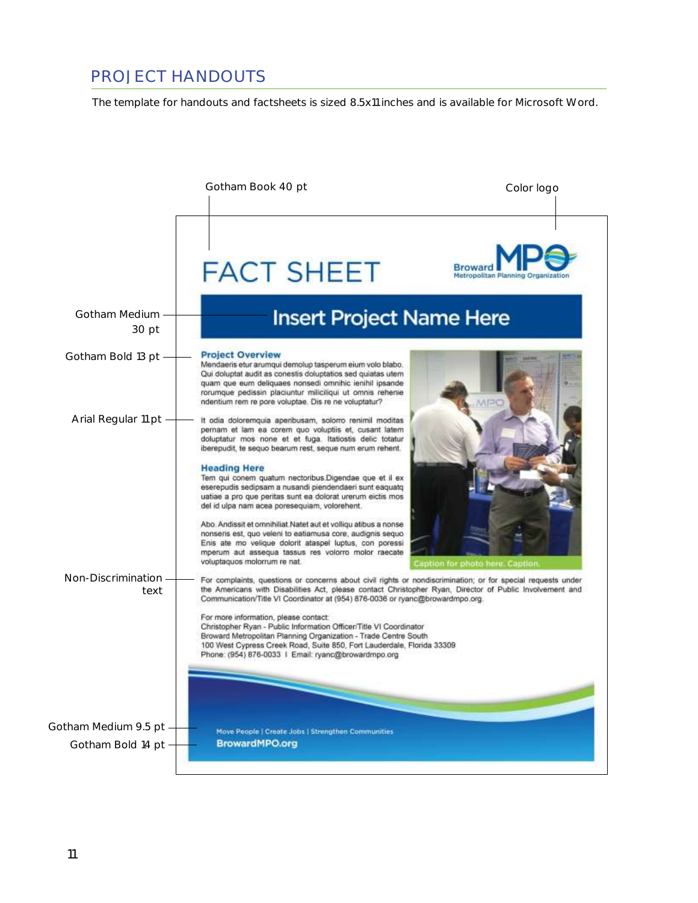## PROJECT HANDOUTS

The template for handouts and factsheets is sized 8.5x11 inches and is available for Microsoft Word.

Gotham Book 40 pt

Color logo

Gotham Medium 30 pt

Gotham Bold 13 pt

Arial Regular 11 pt

Non-Discrimination text

Gotham Medium 9.5 pt

Gotham Bold 14 pt

FACT SHEET

Broward MPO Metropolitan Planning Organization

Insert Project Name Here

**Project Overview**

Mendaeris etur arumqui demolup tasperum eium volo blabo. Qui doluptat audit as conestis doluptatios sed quiatas utem quam que eum deliquaes nonsedi omnihic ienihil ipsande rorumque pedissin placiuntur miliciliqui ut omnis rehenie ndentium rem re pore voluptae. Dis re ne voluptatur?

It odia doloremquia aperibusam, solorro renimil moditas pernam et lam ea corem quo voluptiis et, cusant latem doluptatur mos none et et fuga. Itatiostis delic totatur iberepudit, te sequo bearum rest, seque num erum rehent.

**Heading Here**

Tem qui conem quatum nectoribus.Digendae que et il ex eserepudis sedipsam a nusandi piendendaeri sunt eaquatq uatiae a pro que peritas sunt ea dolorat urerum eictis mos del id ulpa nam acea poresequiam, volorehent.

Abo. Andissit et omnihiliat.Natet aut et volliqu atibus a nonse nonseris est, quo veleni to eatiamusa core, audignis sequo Enis ate mo velique dolorit ataspel luptus, con poressi mperum aut assequa tassus res volorro molor raecate voluptaquos molorrum re nat.

Caption for photo here. Caption.

For complaints, questions or concerns about civil rights or nondiscrimination; or for special requests under the Americans with Disabilities Act, please contact Christopher Ryan, Director of Public Involvement and Communication/Title VI Coordinator at (954) 876-0036 or ryanc@browardmpo.org.

For more information, please contact:
Christopher Ryan - Public Information Officer/Title VI Coordinator
Broward Metropolitan Planning Organization - Trade Centre South
100 West Cypress Creek Road, Suite 850, Fort Lauderdale, Florida 33309
Phone: (954) 876-0033 | Email: ryanc@browardmpo.org

Move People | Create Jobs | Strengthen Communities
BrowardMPO.org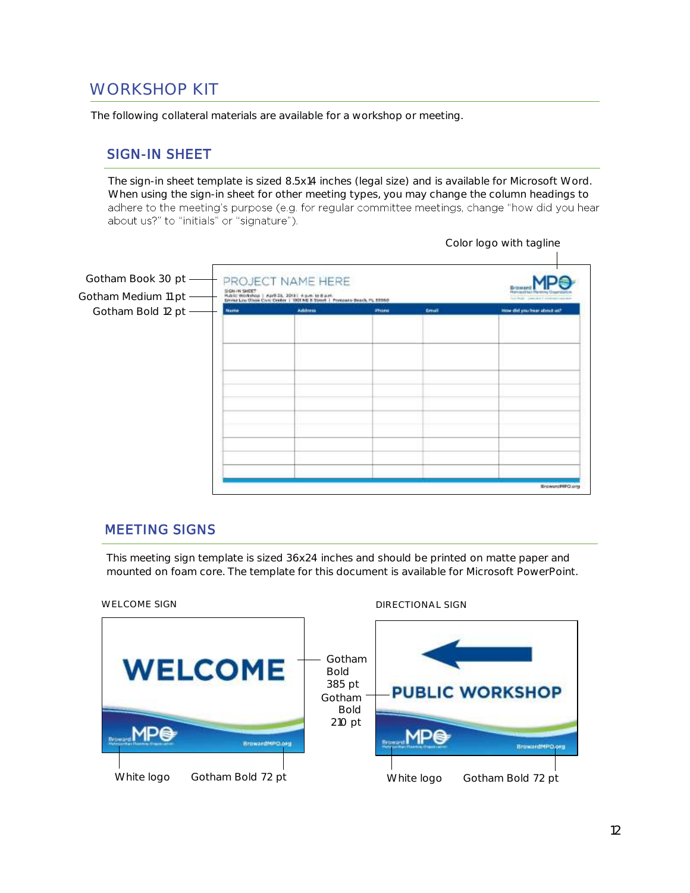# WORKSHOP KIT

The following collateral materials are available for a workshop or meeting.

## SIGN-IN SHEET

The sign-in sheet template is sized 8.5x14 inches (legal size) and is available for Microsoft Word. When using the sign-in sheet for other meeting types, you may change the column headings to adhere to the meeting's purpose (e.g. for regular committee meetings, change "how did you hear about us?" to "initials" or "signature").

Color logo with tagline

Gotham Book 30 pt

Gotham Medium 11 pt

Gotham Bold 12 pt

## MEETING SIGNS

This meeting sign template is sized 36x24 inches and should be printed on matte paper and mounted on foam core. The template for this document is available for Microsoft PowerPoint.

WELCOME SIGN

DIRECTIONAL SIGN

Gotham Bold 385 pt

Gotham Bold 210 pt

White logo

Gotham Bold 72 pt

White logo

Gotham Bold 72 pt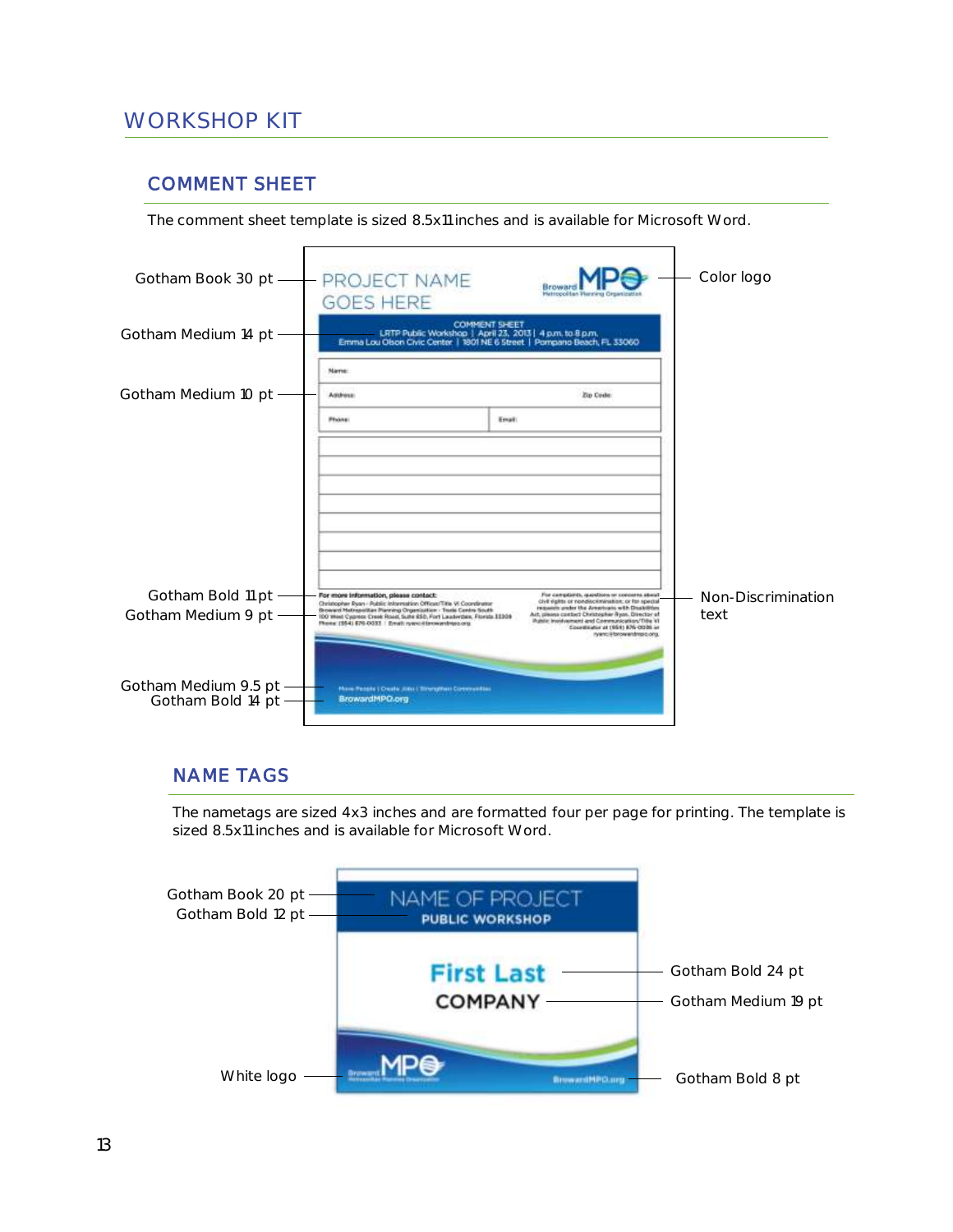# WORKSHOP KIT

## COMMENT SHEET

The comment sheet template is sized 8.5x11 inches and is available for Microsoft Word.

Gotham Book 30 pt

PROJECT NAME GOES HERE

Color logo

Gotham Medium 14 pt

COMMENT SHEET
LRTP Public Workshop | April 23, 2013 | 4 p.m. to 8 p.m.
Emma Lou Olson Civic Center | 1801 NE 6 Street | Pompano Beach, FL 33060

Gotham Medium 10 pt

Name:
Address: Zip Code:
Phone: Email:

Gotham Bold 11 pt

Gotham Medium 9 pt

For more information, please contact:

Non-Discrimination text

Gotham Medium 9.5 pt

Gotham Bold 14 pt

BrowardMPO.org

## NAME TAGS

The nametags are sized 4x3 inches and are formatted four per page for printing. The template is sized 8.5x11 inches and is available for Microsoft Word.

Gotham Book 20 pt

NAME OF PROJECT

Gotham Bold 12 pt

PUBLIC WORKSHOP

First Last

Gotham Bold 24 pt

COMPANY

Gotham Medium 19 pt

White logo

Gotham Bold 8 pt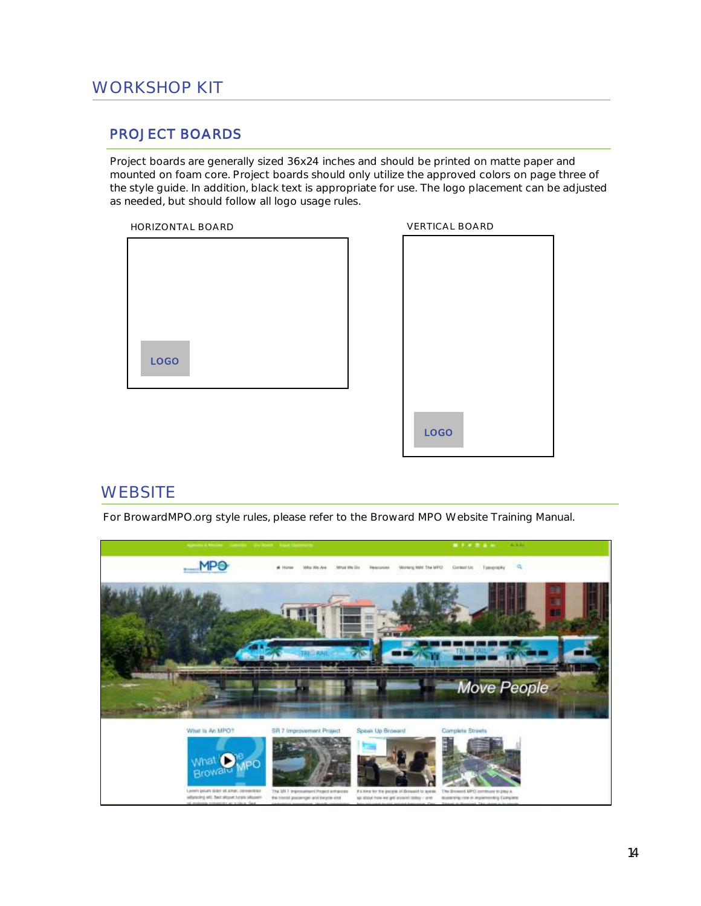# WORKSHOP KIT

## PROJECT BOARDS

Project boards are generally sized 36x24 inches and should be printed on matte paper and mounted on foam core. Project boards should only utilize the approved colors on page three of the style guide. In addition, black text is appropriate for use. The logo placement can be adjusted as needed, but should follow all logo usage rules.

HORIZONTAL BOARD

LOGO

VERTICAL BOARD

LOGO

# WEBSITE

For BrowardMPO.org style rules, please refer to the Broward MPO Website Training Manual.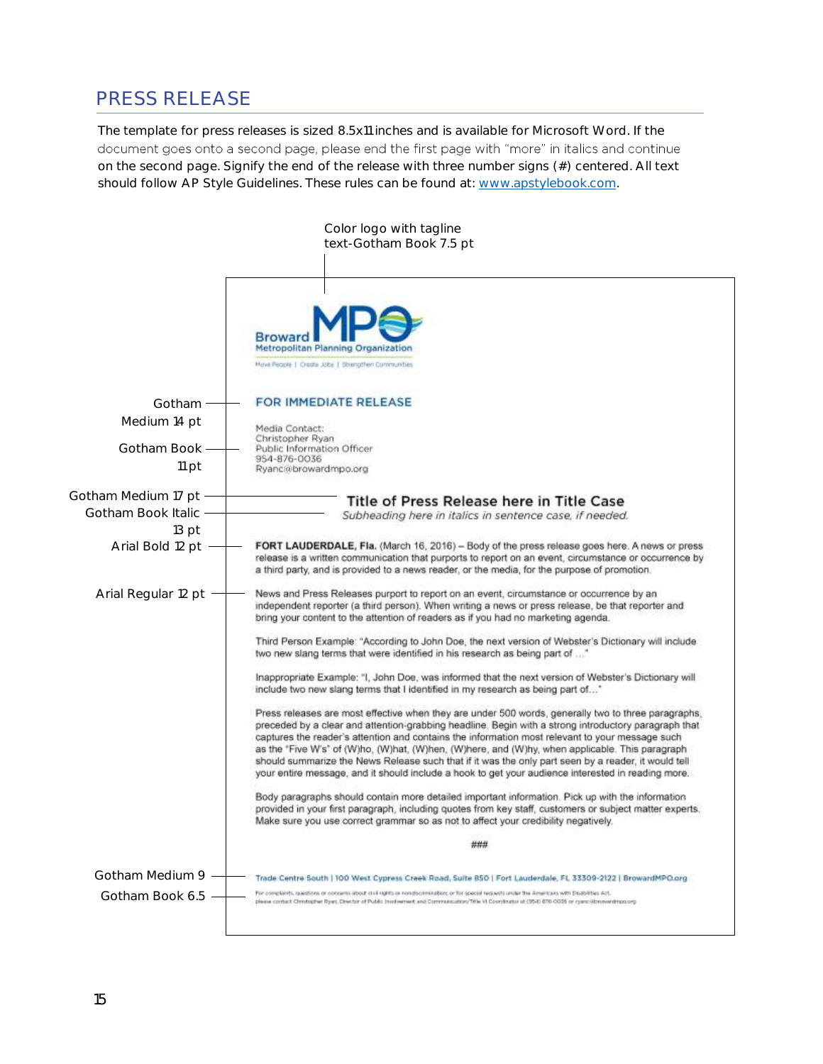## PRESS RELEASE

The template for press releases is sized 8.5x11 inches and is available for Microsoft Word. If the document goes onto a second page, please end the first page with "more" in italics and continue on the second page. Signify the end of the release with three number signs (#) centered. All text should follow AP Style Guidelines. These rules can be found at: www.apstylebook.com.

Color logo with tagline text-Gotham Book 7.5 pt

Broward MPO
Metropolitan Planning Organization
Move People | Create Jobs | Strengthen Communities

Gotham Medium 14 pt

**FOR IMMEDIATE RELEASE**

Gotham Book 11 pt

Media Contact:
Christopher Ryan
Public Information Officer
954-876-0036
Ryanc@browardmpo.org

Gotham Medium 17 pt

**Title of Press Release here in Title Case**

Gotham Book Italic 13 pt

*Subheading here in italics in sentence case, if needed.*

Arial Bold 12 pt

**FORT LAUDERDALE, Fla.** (March 16, 2016) – Body of the press release goes here. A news or press release is a written communication that purports to report on an event, circumstance or occurrence by a third party, and is provided to a news reader, or the media, for the purpose of promotion.

Arial Regular 12 pt

News and Press Releases purport to report on an event, circumstance or occurrence by an independent reporter (a third person). When writing a news or press release, be that reporter and bring your content to the attention of readers as if you had no marketing agenda.

Third Person Example: "According to John Doe, the next version of Webster's Dictionary will include two new slang terms that were identified in his research as being part of ..."

Inappropriate Example: "I, John Doe, was informed that the next version of Webster's Dictionary will include two new slang terms that I identified in my research as being part of..."

Press releases are most effective when they are under 500 words, generally two to three paragraphs, preceded by a clear and attention-grabbing headline. Begin with a strong introductory paragraph that captures the reader's attention and contains the information most relevant to your message such as the "Five W's" of (W)ho, (W)hat, (W)hen, (W)here, and (W)hy, when applicable. This paragraph should summarize the News Release such that if it was the only part seen by a reader, it would tell your entire message, and it should include a hook to get your audience interested in reading more.

Body paragraphs should contain more detailed important information. Pick up with the information provided in your first paragraph, including quotes from key staff, customers or subject matter experts. Make sure you use correct grammar so as not to affect your credibility negatively.

###

Gotham Medium 9

Trade Centre South | 100 West Cypress Creek Road, Suite 850 | Fort Lauderdale, FL 33309-2122 | BrowardMPO.org

Gotham Book 6.5

For complaints, questions or concerns about civil rights or nondiscrimination; or for special requests under the Americans with Disabilities Act, please contact Christopher Ryan, Director of Public Involvement and Communication/Title VI Coordinator at (954) 876-0036 or ryanc@browardmpo.org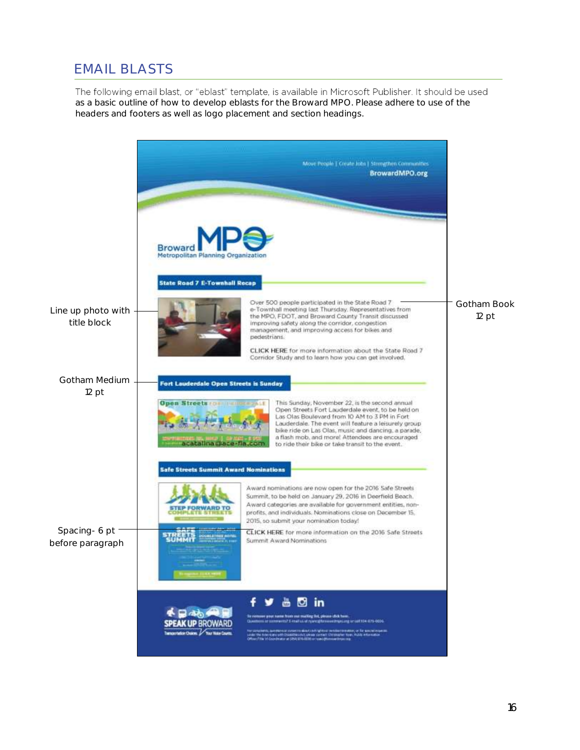## EMAIL BLASTS

The following email blast, or "eblast" template, is available in Microsoft Publisher. It should be used as a basic outline of how to develop eblasts for the Broward MPO. Please adhere to use of the headers and footers as well as logo placement and section headings.

Move People | Create Jobs | Strengthen Communities

BrowardMPO.org

Broward MPO
Metropolitan Planning Organization

**State Road 7 E-Townhall Recap**

Line up photo with title block

Over 500 people participated in the State Road 7 e-Townhall meeting last Thursday. Representatives from the MPO, FDOT, and Broward County Transit discussed improving safety along the corridor, congestion management, and improving access for bikes and pedestrians.

CLICK HERE for more information about the State Road 7 Corridor Study and to learn how you can get involved.

Gotham Book 12 pt

**Fort Lauderdale Open Streets is Sunday**

Gotham Medium 12 pt

This Sunday, November 22, is the second annual Open Streets Fort Lauderdale event, to be held on Las Olas Boulevard from 10 AM to 3 PM in Fort Lauderdale. The event will feature a leisurely group bike ride on Las Olas, music and dancing, a parade, a flash mob, and more! Attendees are encouraged to ride their bike or take transit to the event.

**Safe Streets Summit Award Nominations**

Award nominations are now open for the 2016 Safe Streets Summit, to be held on January 29, 2016 in Deerfield Beach. Award categories are available for government entities, non-profits, and individuals. Nominations close on December 15, 2015, so submit your nomination today!

CLICK HERE for more information on the 2016 Safe Streets Summit Award Nominations

Spacing- 6 pt before paragraph

SPEAK UP BROWARD
Transportation Choices. Your Voice Counts.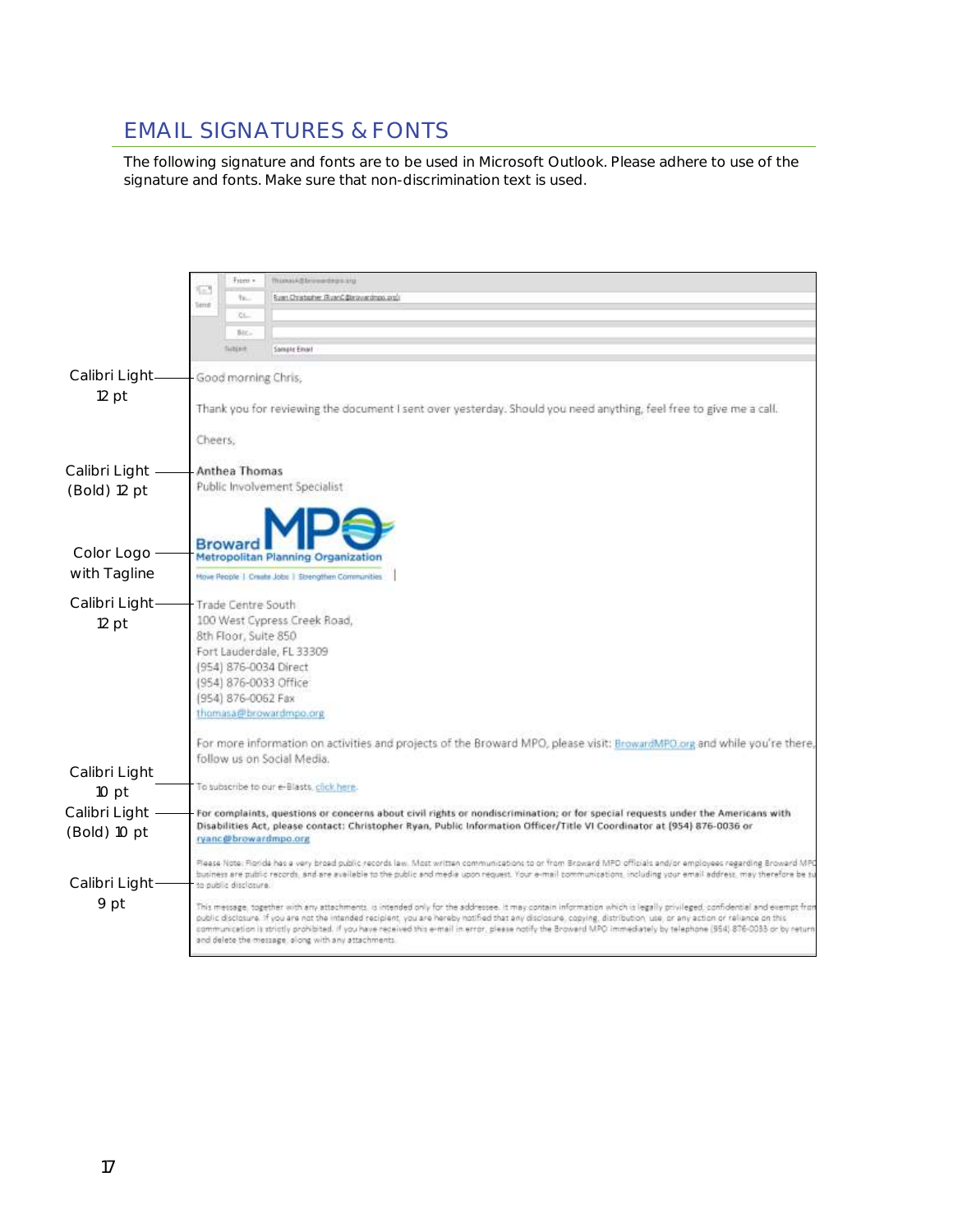## EMAIL SIGNATURES & FONTS

The following signature and fonts are to be used in Microsoft Outlook. Please adhere to use of the signature and fonts. Make sure that non-discrimination text is used.

Calibri Light 12 pt

Good morning Chris,

Thank you for reviewing the document I sent over yesterday. Should you need anything, feel free to give me a call.

Cheers,

Calibri Light (Bold) 12 pt

**Anthea Thomas**
Public Involvement Specialist

Color Logo with Tagline

Broward MPO Metropolitan Planning Organization
Move People | Create Jobs | Strengthen Communities

Calibri Light 12 pt

Trade Centre South
100 West Cypress Creek Road,
8th Floor, Suite 850
Fort Lauderdale, FL 33309
(954) 876-0034 Direct
(954) 876-0033 Office
(954) 876-0062 Fax
thomasa@browardmpo.org

For more information on activities and projects of the Broward MPO, please visit: BrowardMPO.org and while you're there, follow us on Social Media.

Calibri Light 10 pt

To subscribe to our e-Blasts, click here.

Calibri Light (Bold) 10 pt

**For complaints, questions or concerns about civil rights or nondiscrimination; or for special requests under the Americans with Disabilities Act, please contact: Christopher Ryan, Public Information Officer/Title VI Coordinator at (954) 876-0036 or ryanc@browardmpo.org**

Calibri Light 9 pt

Please Note: Florida has a very broad public records law. Most written communications to or from Broward MPO officials and/or employees regarding Broward MPO business are public records, and are available to the public and media upon request. Your e-mail communications, including your email address, may therefore be subject to public disclosure.

This message, together with any attachments, is intended only for the addressee. It may contain information which is legally privileged, confidential and exempt from public disclosure. If you are not the intended recipient, you are hereby notified that any disclosure, copying, distribution, use, or any action or reliance on this communication is strictly prohibited. If you have received this e-mail in error, please notify the Broward MPO immediately by telephone (954) 876-0033 or by return and delete the message, along with any attachments.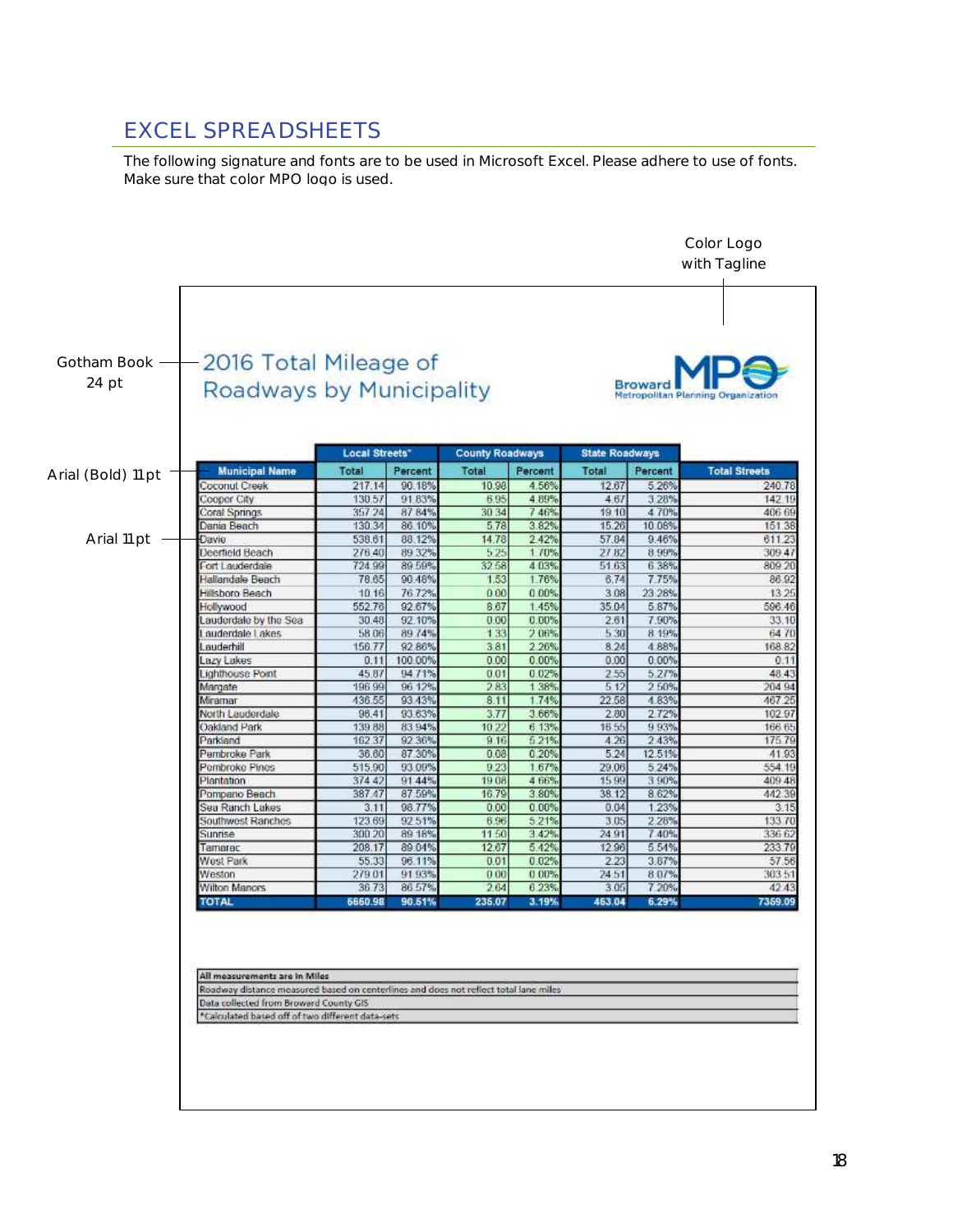## EXCEL SPREADSHEETS

The following signature and fonts are to be used in Microsoft Excel. Please adhere to use of fonts. Make sure that color MPO logo is used.

Color Logo with Tagline

Gotham Book 24 pt

Arial (Bold) 11pt

Arial 11pt

2016 Total Mileage of Roadways by Municipality

Broward MPO Metropolitan Planning Organization

| | Local Streets* | | County Roadways | | State Roadways | | |
|---|---|---|---|---|---|---|---|
| **Municipal Name** | **Total** | **Percent** | **Total** | **Percent** | **Total** | **Percent** | **Total Streets** |
| Coconut Creek | 217.14 | 90.18% | 10.98 | 4.56% | 12.67 | 5.26% | 240.78 |
| Cooper City | 130.57 | 91.83% | 6.95 | 4.89% | 4.67 | 3.28% | 142.19 |
| Coral Springs | 357.24 | 87.84% | 30.34 | 7.46% | 19.10 | 4.70% | 406.69 |
| Dania Beach | 130.34 | 86.10% | 5.78 | 3.82% | 15.26 | 10.08% | 151.38 |
| Davie | 538.61 | 88.12% | 14.78 | 2.42% | 57.84 | 9.46% | 611.23 |
| Deerfield Beach | 276.40 | 89.32% | 5.25 | 1.70% | 27.82 | 8.99% | 309.47 |
| Fort Lauderdale | 724.99 | 89.59% | 32.58 | 4.03% | 51.63 | 6.38% | 809.20 |
| Hallandale Beach | 78.65 | 90.48% | 1.53 | 1.76% | 6.74 | 7.75% | 86.92 |
| Hillsboro Beach | 10.16 | 76.72% | 0.00 | 0.00% | 3.08 | 23.28% | 13.25 |
| Hollywood | 552.76 | 92.67% | 8.67 | 1.45% | 35.04 | 5.87% | 596.46 |
| Lauderdale by the Sea | 30.48 | 92.10% | 0.00 | 0.00% | 2.61 | 7.90% | 33.10 |
| Lauderdale Lakes | 58.06 | 89.74% | 1.33 | 2.06% | 5.30 | 8.19% | 64.70 |
| Lauderhill | 156.77 | 92.86% | 3.81 | 2.26% | 8.24 | 4.88% | 168.82 |
| Lazy Lakes | 0.11 | 100.00% | 0.00 | 0.00% | 0.00 | 0.00% | 0.11 |
| Lighthouse Point | 45.87 | 94.71% | 0.01 | 0.02% | 2.55 | 5.27% | 48.43 |
| Margate | 196.99 | 96.12% | 2.83 | 1.38% | 5.12 | 2.50% | 204.94 |
| Miramar | 436.55 | 93.43% | 8.11 | 1.74% | 22.58 | 4.83% | 467.25 |
| North Lauderdale | 96.41 | 93.63% | 3.77 | 3.66% | 2.80 | 2.72% | 102.97 |
| Oakland Park | 139.88 | 83.94% | 10.22 | 6.13% | 16.55 | 9.93% | 166.65 |
| Parkland | 162.37 | 92.36% | 9.16 | 5.21% | 4.26 | 2.43% | 175.79 |
| Pembroke Park | 36.60 | 87.30% | 0.08 | 0.20% | 5.24 | 12.51% | 41.93 |
| Pembroke Pines | 515.90 | 93.09% | 9.23 | 1.67% | 29.06 | 5.24% | 554.19 |
| Plantation | 374.42 | 91.44% | 19.08 | 4.66% | 15.99 | 3.90% | 409.48 |
| Pompano Beach | 387.47 | 87.59% | 16.79 | 3.80% | 38.12 | 8.62% | 442.39 |
| Sea Ranch Lakes | 3.11 | 98.77% | 0.00 | 0.00% | 0.04 | 1.23% | 3.15 |
| Southwest Ranches | 123.69 | 92.51% | 6.96 | 5.21% | 3.05 | 2.28% | 133.70 |
| Sunrise | 300.20 | 89.18% | 11.50 | 3.42% | 24.91 | 7.40% | 336.62 |
| Tamarac | 208.17 | 89.04% | 12.67 | 5.42% | 12.96 | 5.54% | 233.79 |
| West Park | 55.33 | 96.11% | 0.01 | 0.02% | 2.23 | 3.87% | 57.56 |
| Weston | 279.01 | 91.93% | 0.00 | 0.00% | 24.51 | 8.07% | 303.51 |
| Wilton Manors | 36.73 | 86.57% | 2.64 | 6.23% | 3.05 | 7.20% | 42.43 |
| **TOTAL** | **6660.98** | **90.51%** | **235.07** | **3.19%** | **463.04** | **6.29%** | **7359.09** |

**All measurements are in Miles**

Roadway distance measured based on centerlines and does not reflect total lane miles

Data collected from Broward County GIS

*Calculated based off of two different data-sets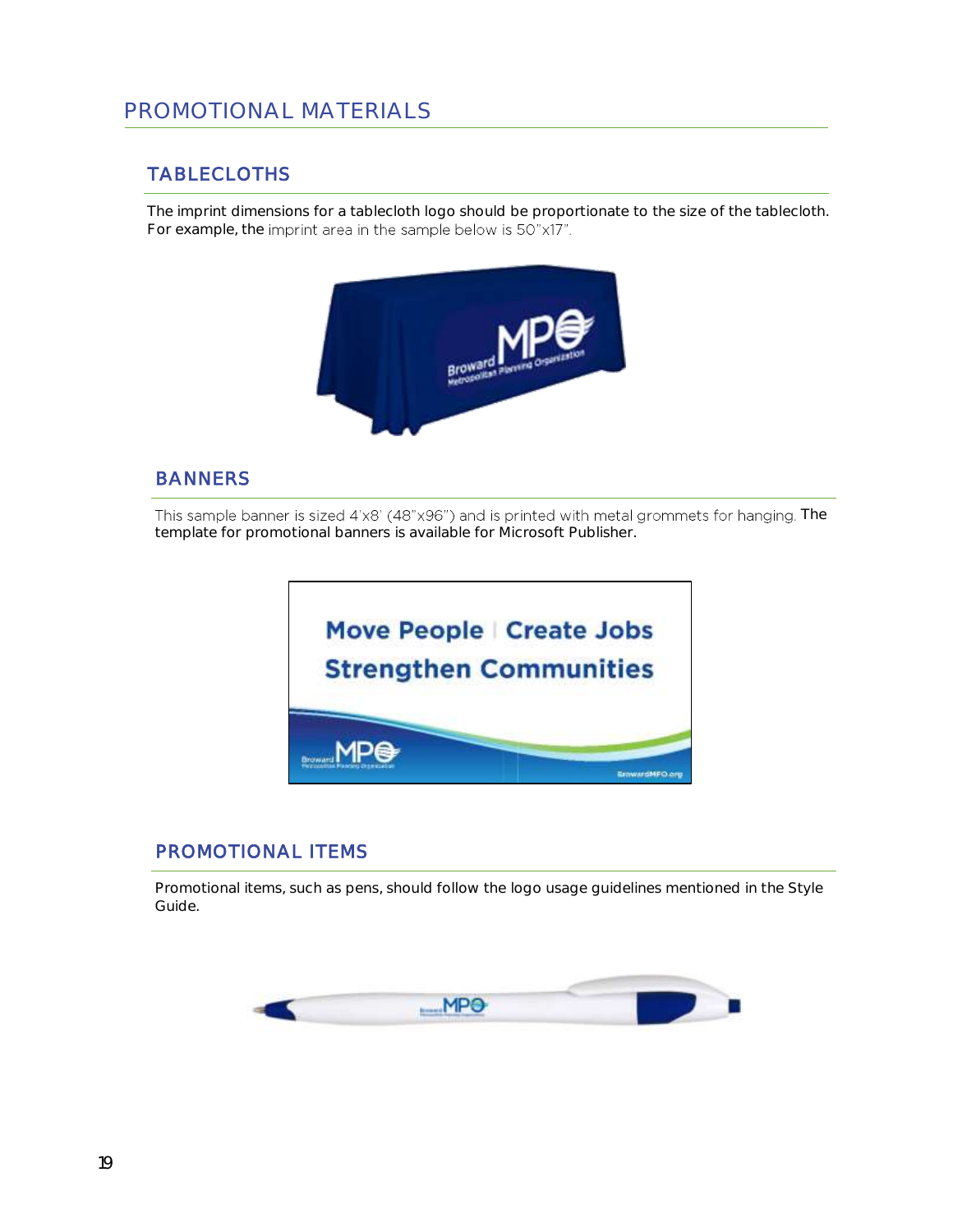# PROMOTIONAL MATERIALS

## TABLECLOTHS

The imprint dimensions for a tablecloth logo should be proportionate to the size of the tablecloth. For example, the imprint area in the sample below is 50"x17".

## BANNERS

This sample banner is sized 4'x8' (48"x96") and is printed with metal grommets for hanging. The template for promotional banners is available for Microsoft Publisher.

## PROMOTIONAL ITEMS

Promotional items, such as pens, should follow the logo usage guidelines mentioned in the Style Guide.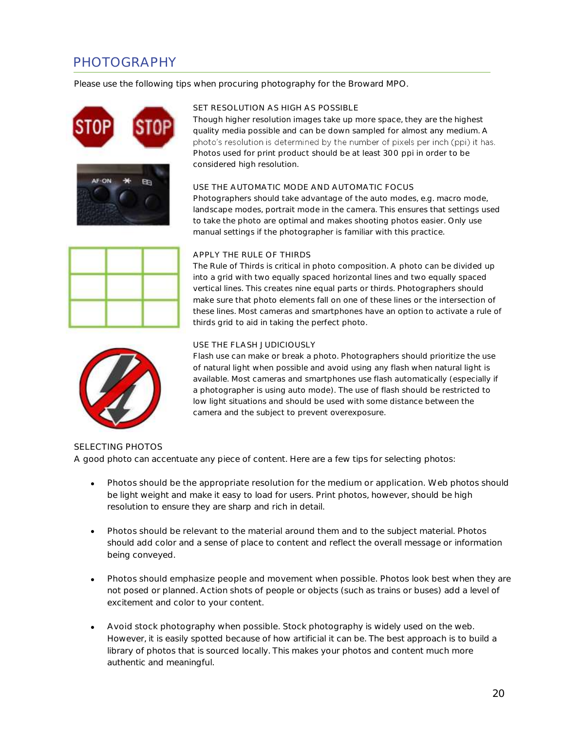# PHOTOGRAPHY

Please use the following tips when procuring photography for the Broward MPO.

### SET RESOLUTION AS HIGH AS POSSIBLE

Though higher resolution images take up more space, they are the highest quality media possible and can be down sampled for almost any medium. A photo's resolution is determined by the number of pixels per inch (ppi) it has. Photos used for print product should be at least 300 ppi in order to be considered high resolution.

### USE THE AUTOMATIC MODE AND AUTOMATIC FOCUS

Photographers should take advantage of the auto modes, e.g. macro mode, landscape modes, portrait mode in the camera. This ensures that settings used to take the photo are optimal and makes shooting photos easier. Only use manual settings if the photographer is familiar with this practice.

### APPLY THE RULE OF THIRDS

The Rule of Thirds is critical in photo composition. A photo can be divided up into a grid with two equally spaced horizontal lines and two equally spaced vertical lines. This creates nine equal parts or thirds. Photographers should make sure that photo elements fall on one of these lines or the intersection of these lines. Most cameras and smartphones have an option to activate a rule of thirds grid to aid in taking the perfect photo.

### USE THE FLASH JUDICIOUSLY

Flash use can make or break a photo. Photographers should prioritize the use of natural light when possible and avoid using any flash when natural light is available. Most cameras and smartphones use flash automatically (especially if a photographer is using auto mode). The use of flash should be restricted to low light situations and should be used with some distance between the camera and the subject to prevent overexposure.

### SELECTING PHOTOS

A good photo can accentuate any piece of content. Here are a few tips for selecting photos:

- Photos should be the appropriate resolution for the medium or application. Web photos should be light weight and make it easy to load for users. Print photos, however, should be high resolution to ensure they are sharp and rich in detail.

- Photos should be relevant to the material around them and to the subject material. Photos should add color and a sense of place to content and reflect the overall message or information being conveyed.

- Photos should emphasize people and movement when possible. Photos look best when they are not posed or planned. Action shots of people or objects (such as trains or buses) add a level of excitement and color to your content.

- Avoid stock photography when possible. Stock photography is widely used on the web. However, it is easily spotted because of how artificial it can be. The best approach is to build a library of photos that is sourced locally. This makes your photos and content much more authentic and meaningful.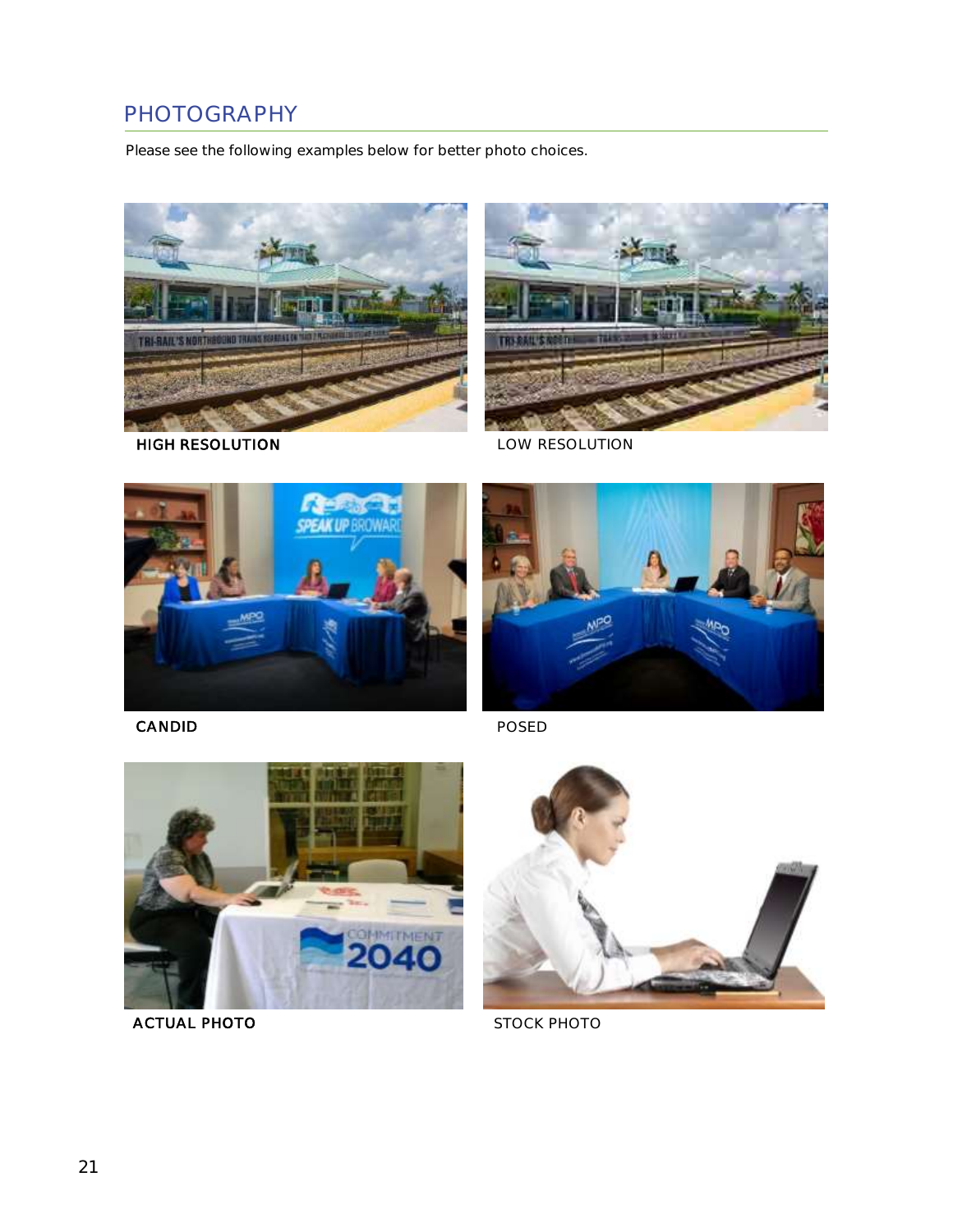## PHOTOGRAPHY

Please see the following examples below for better photo choices.

**HIGH RESOLUTION**

LOW RESOLUTION

**CANDID**

POSED

**ACTUAL PHOTO**

STOCK PHOTO